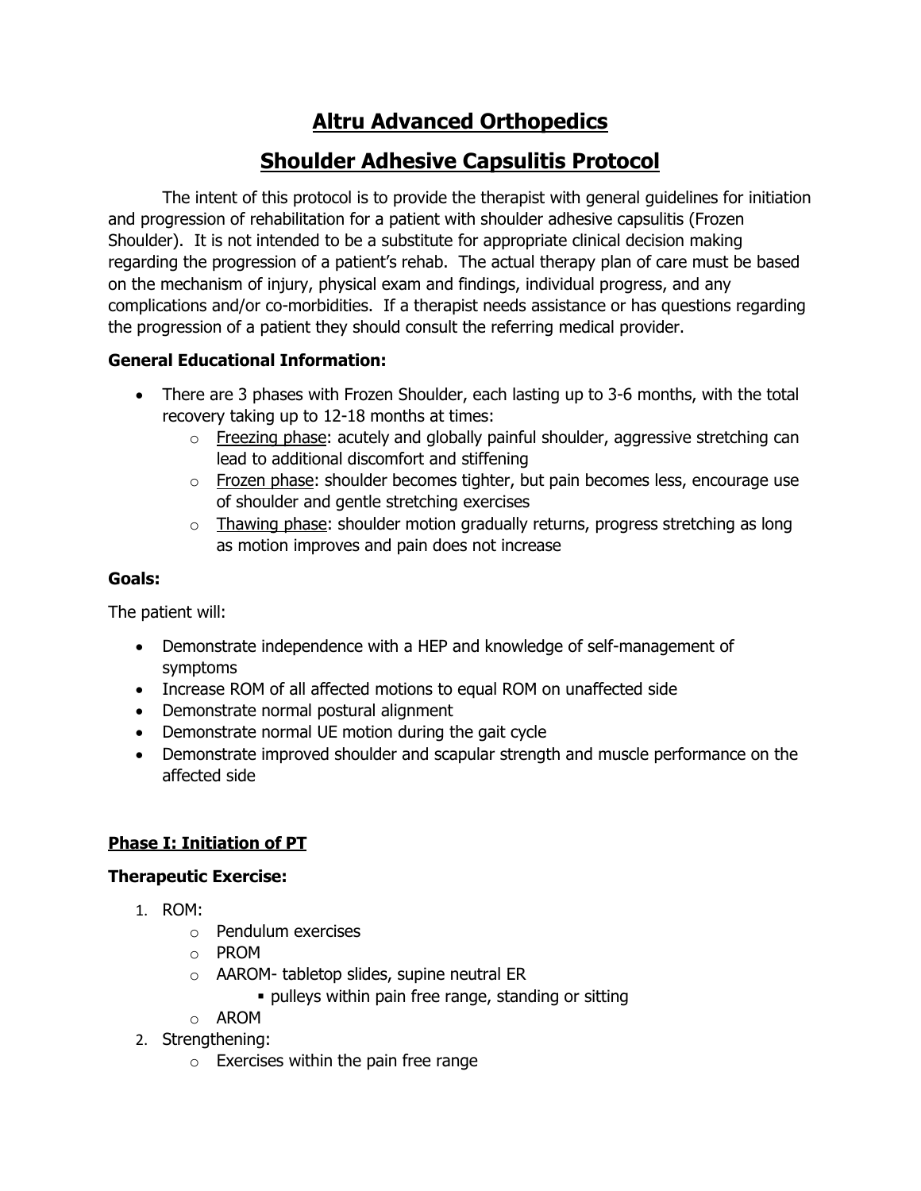# Altru Advanced Orthopedics

# Shoulder Adhesive Capsulitis Protocol

The intent of this protocol is to provide the therapist with general guidelines for initiation and progression of rehabilitation for a patient with shoulder adhesive capsulitis (Frozen Shoulder). It is not intended to be a substitute for appropriate clinical decision making regarding the progression of a patient's rehab. The actual therapy plan of care must be based on the mechanism of injury, physical exam and findings, individual progress, and any complications and/or co-morbidities. If a therapist needs assistance or has questions regarding the progression of a patient they should consult the referring medical provider.

**General Educational Information:**

- There are 3 phases with Frozen Shoulder, each lasting up to 3-6 months, with the total recovery taking up to 12-18 months at times:
  - Freezing phase: acutely and globally painful shoulder, aggressive stretching can lead to additional discomfort and stiffening
  - Frozen phase: shoulder becomes tighter, but pain becomes less, encourage use of shoulder and gentle stretching exercises
  - Thawing phase: shoulder motion gradually returns, progress stretching as long as motion improves and pain does not increase

**Goals:**

The patient will:

- Demonstrate independence with a HEP and knowledge of self-management of symptoms
- Increase ROM of all affected motions to equal ROM on unaffected side
- Demonstrate normal postural alignment
- Demonstrate normal UE motion during the gait cycle
- Demonstrate improved shoulder and scapular strength and muscle performance on the affected side

## Phase I: Initiation of PT

**Therapeutic Exercise:**

1. ROM:
   - Pendulum exercises
   - PROM
   - AAROM- tabletop slides, supine neutral ER
     - pulleys within pain free range, standing or sitting
   - AROM
2. Strengthening:
   - Exercises within the pain free range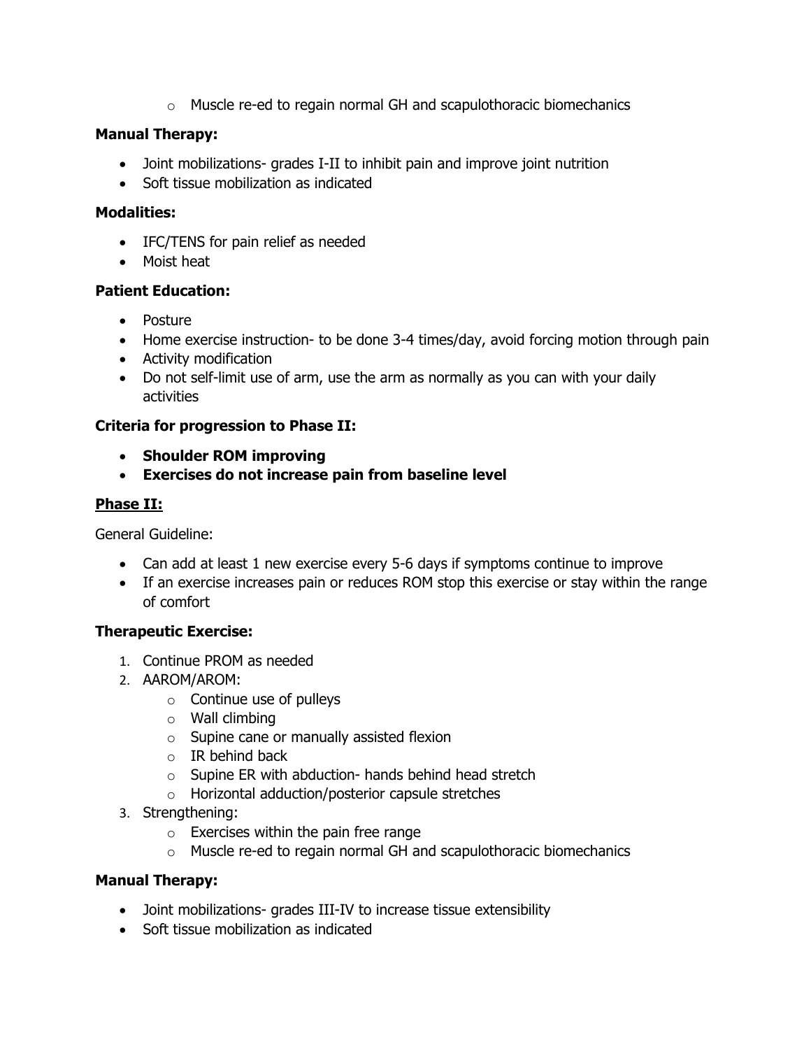- Muscle re-ed to regain normal GH and scapulothoracic biomechanics

**Manual Therapy:**

- Joint mobilizations- grades I-II to inhibit pain and improve joint nutrition
- Soft tissue mobilization as indicated

**Modalities:**

- IFC/TENS for pain relief as needed
- Moist heat

**Patient Education:**

- Posture
- Home exercise instruction- to be done 3-4 times/day, avoid forcing motion through pain
- Activity modification
- Do not self-limit use of arm, use the arm as normally as you can with your daily activities

**Criteria for progression to Phase II:**

- **Shoulder ROM improving**
- **Exercises do not increase pain from baseline level**

## Phase II:

General Guideline:

- Can add at least 1 new exercise every 5-6 days if symptoms continue to improve
- If an exercise increases pain or reduces ROM stop this exercise or stay within the range of comfort

**Therapeutic Exercise:**

1. Continue PROM as needed
2. AAROM/AROM:
   - Continue use of pulleys
   - Wall climbing
   - Supine cane or manually assisted flexion
   - IR behind back
   - Supine ER with abduction- hands behind head stretch
   - Horizontal adduction/posterior capsule stretches
3. Strengthening:
   - Exercises within the pain free range
   - Muscle re-ed to regain normal GH and scapulothoracic biomechanics

**Manual Therapy:**

- Joint mobilizations- grades III-IV to increase tissue extensibility
- Soft tissue mobilization as indicated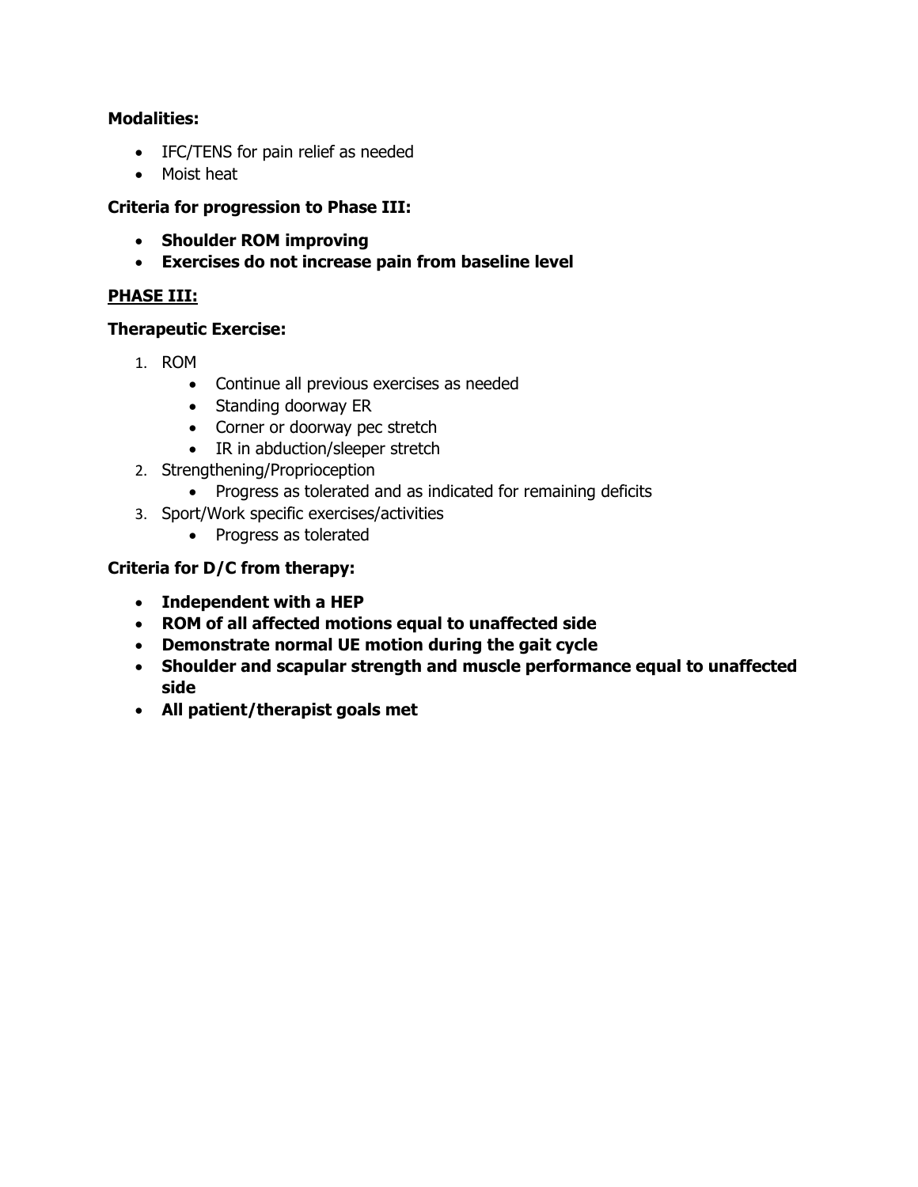**Modalities:**

- IFC/TENS for pain relief as needed
- Moist heat

**Criteria for progression to Phase III:**

- **Shoulder ROM improving**
- **Exercises do not increase pain from baseline level**

## <u>PHASE III:</u>

**Therapeutic Exercise:**

1. ROM
   - Continue all previous exercises as needed
   - Standing doorway ER
   - Corner or doorway pec stretch
   - IR in abduction/sleeper stretch
2. Strengthening/Proprioception
   - Progress as tolerated and as indicated for remaining deficits
3. Sport/Work specific exercises/activities
   - Progress as tolerated

**Criteria for D/C from therapy:**

- **Independent with a HEP**
- **ROM of all affected motions equal to unaffected side**
- **Demonstrate normal UE motion during the gait cycle**
- **Shoulder and scapular strength and muscle performance equal to unaffected side**
- **All patient/therapist goals met**